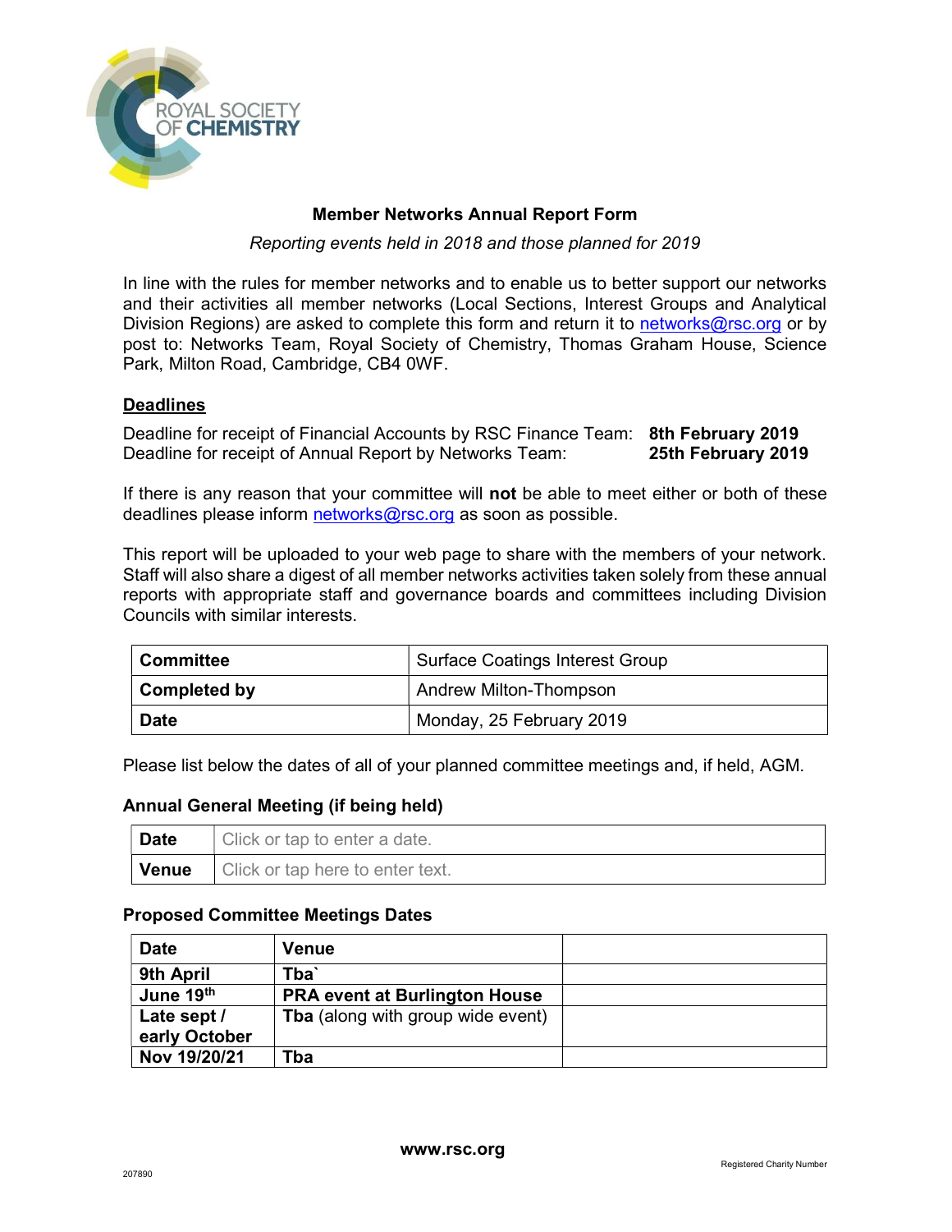# Member Networks Annual Report Form

*Reporting events held in 2018 and those planned for 2019*

In line with the rules for member networks and to enable us to better support our networks and their activities all member networks (Local Sections, Interest Groups and Analytical Division Regions) are asked to complete this form and return it to networks@rsc.org or by post to: Networks Team, Royal Society of Chemistry, Thomas Graham House, Science Park, Milton Road, Cambridge, CB4 0WF.

## Deadlines

Deadline for receipt of Financial Accounts by RSC Finance Team: **8th February 2019**
Deadline for receipt of Annual Report by Networks Team: **25th February 2019**

If there is any reason that your committee will **not** be able to meet either or both of these deadlines please inform networks@rsc.org as soon as possible.

This report will be uploaded to your web page to share with the members of your network. Staff will also share a digest of all member networks activities taken solely from these annual reports with appropriate staff and governance boards and committees including Division Councils with similar interests.

| | |
|---|---|
| **Committee** | Surface Coatings Interest Group |
| **Completed by** | Andrew Milton-Thompson |
| **Date** | Monday, 25 February 2019 |

Please list below the dates of all of your planned committee meetings and, if held, AGM.

### Annual General Meeting (if being held)

| | |
|---|---|
| **Date** | Click or tap to enter a date. |
| **Venue** | Click or tap here to enter text. |

### Proposed Committee Meetings Dates

| Date | Venue | |
|---|---|---|
| **9th April** | **Tba`** | |
| **June 19th** | **PRA event at Burlington House** | |
| **Late sept / early October** | **Tba** (along with group wide event) | |
| **Nov 19/20/21** | **Tba** | |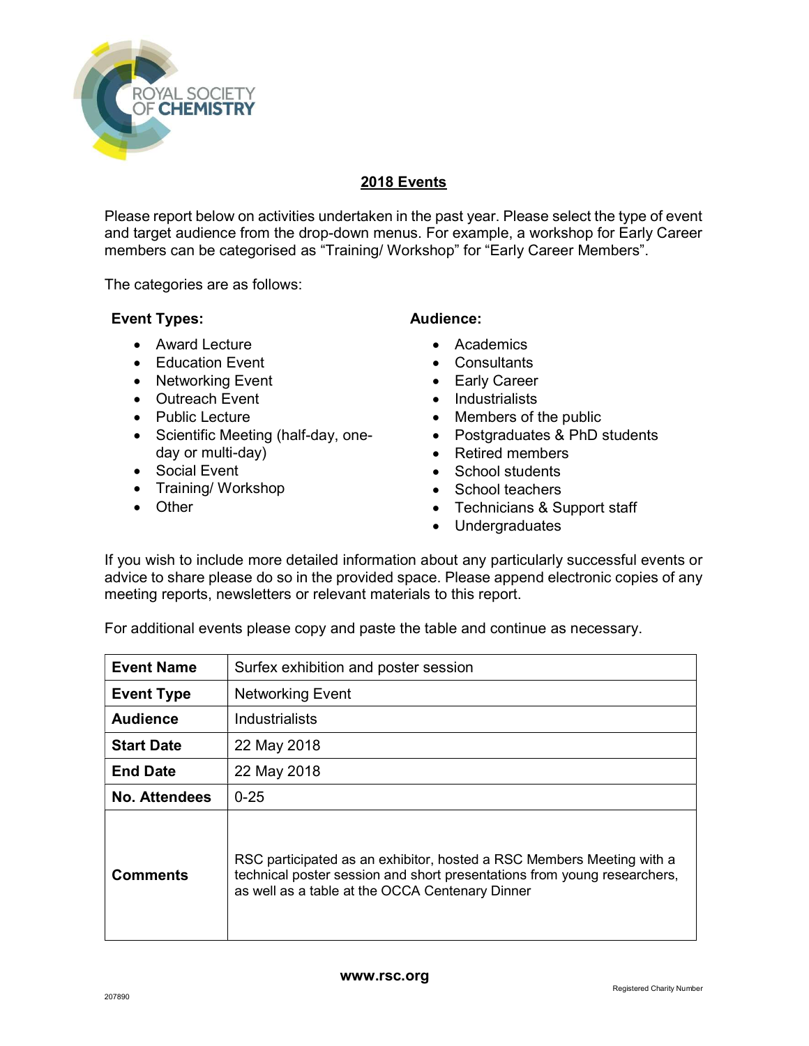## 2018 Events

Please report below on activities undertaken in the past year. Please select the type of event and target audience from the drop-down menus. For example, a workshop for Early Career members can be categorised as "Training/ Workshop" for "Early Career Members".

The categories are as follows:

**Event Types:**

- Award Lecture
- Education Event
- Networking Event
- Outreach Event
- Public Lecture
- Scientific Meeting (half-day, one-day or multi-day)
- Social Event
- Training/ Workshop
- Other

**Audience:**

- Academics
- Consultants
- Early Career
- Industrialists
- Members of the public
- Postgraduates & PhD students
- Retired members
- School students
- School teachers
- Technicians & Support staff
- Undergraduates

If you wish to include more detailed information about any particularly successful events or advice to share please do so in the provided space. Please append electronic copies of any meeting reports, newsletters or relevant materials to this report.

For additional events please copy and paste the table and continue as necessary.

| **Event Name** | Surfex exhibition and poster session |
|---|---|
| **Event Type** | Networking Event |
| **Audience** | Industrialists |
| **Start Date** | 22 May 2018 |
| **End Date** | 22 May 2018 |
| **No. Attendees** | 0-25 |
| **Comments** | RSC participated as an exhibitor, hosted a RSC Members Meeting with a technical poster session and short presentations from young researchers, as well as a table at the OCCA Centenary Dinner |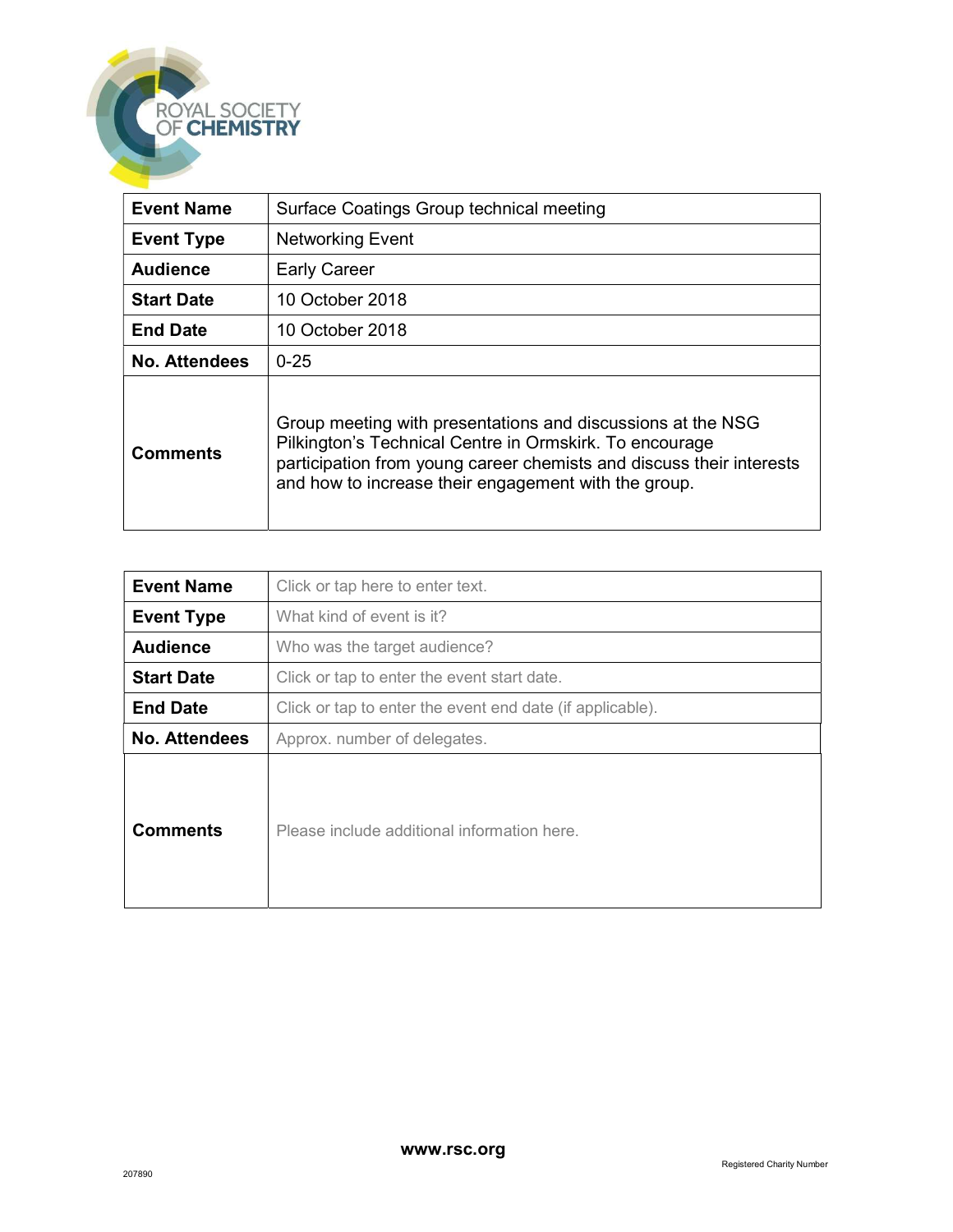| Event Name | Surface Coatings Group technical meeting |
|---|---|
| Event Type | Networking Event |
| Audience | Early Career |
| Start Date | 10 October 2018 |
| End Date | 10 October 2018 |
| No. Attendees | 0-25 |
| Comments | Group meeting with presentations and discussions at the NSG Pilkington's Technical Centre in Ormskirk. To encourage participation from young career chemists and discuss their interests and how to increase their engagement with the group. |

| Event Name | Click or tap here to enter text. |
|---|---|
| Event Type | What kind of event is it? |
| Audience | Who was the target audience? |
| Start Date | Click or tap to enter the event start date. |
| End Date | Click or tap to enter the event end date (if applicable). |
| No. Attendees | Approx. number of delegates. |
| Comments | Please include additional information here. |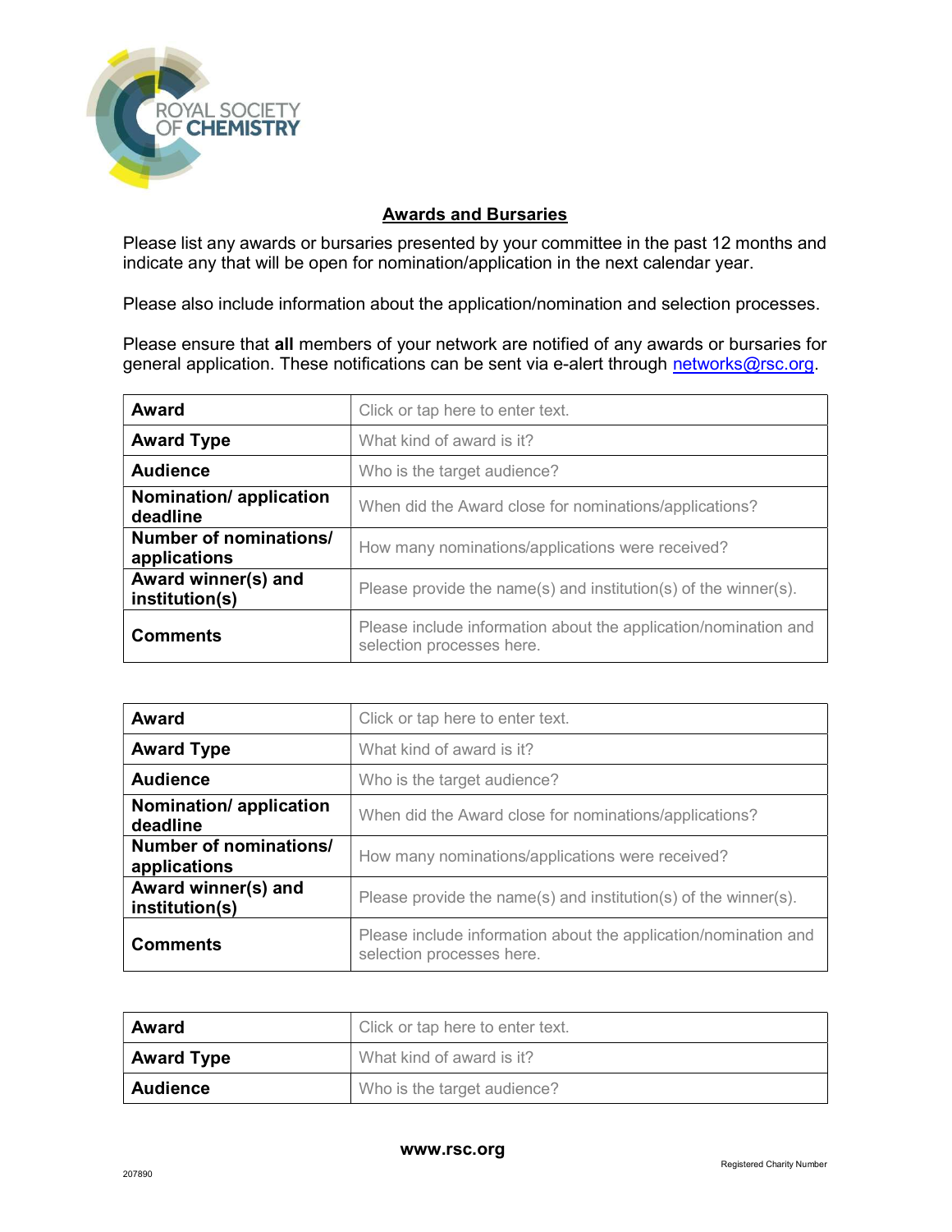## Awards and Bursaries

Please list any awards or bursaries presented by your committee in the past 12 months and indicate any that will be open for nomination/application in the next calendar year.

Please also include information about the application/nomination and selection processes.

Please ensure that **all** members of your network are notified of any awards or bursaries for general application. These notifications can be sent via e-alert through networks@rsc.org.

| | |
|---|---|
| **Award** | Click or tap here to enter text. |
| **Award Type** | What kind of award is it? |
| **Audience** | Who is the target audience? |
| **Nomination/ application deadline** | When did the Award close for nominations/applications? |
| **Number of nominations/ applications** | How many nominations/applications were received? |
| **Award winner(s) and institution(s)** | Please provide the name(s) and institution(s) of the winner(s). |
| **Comments** | Please include information about the application/nomination and selection processes here. |

| | |
|---|---|
| **Award** | Click or tap here to enter text. |
| **Award Type** | What kind of award is it? |
| **Audience** | Who is the target audience? |
| **Nomination/ application deadline** | When did the Award close for nominations/applications? |
| **Number of nominations/ applications** | How many nominations/applications were received? |
| **Award winner(s) and institution(s)** | Please provide the name(s) and institution(s) of the winner(s). |
| **Comments** | Please include information about the application/nomination and selection processes here. |

| | |
|---|---|
| **Award** | Click or tap here to enter text. |
| **Award Type** | What kind of award is it? |
| **Audience** | Who is the target audience? |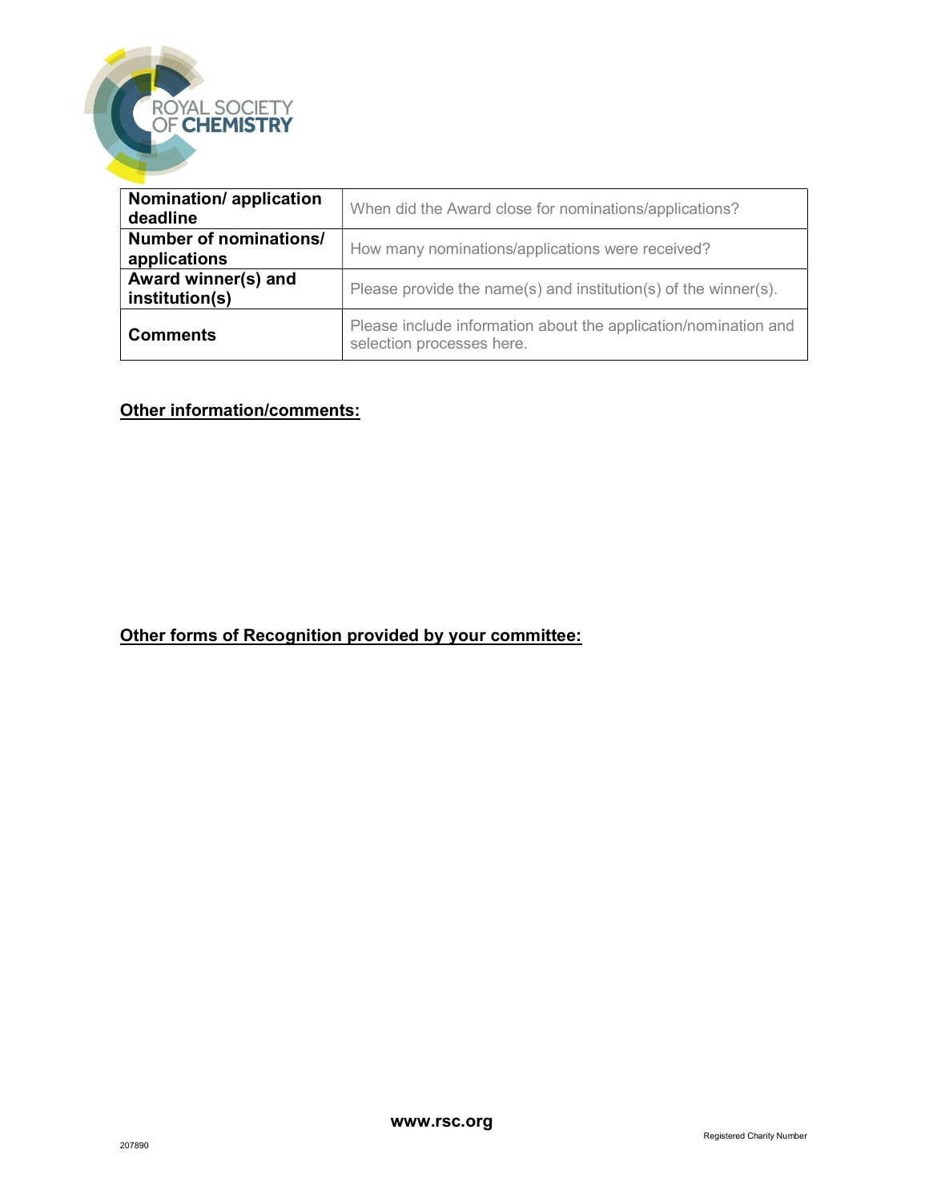| | |
|---|---|
| **Nomination/ application deadline** | When did the Award close for nominations/applications? |
| **Number of nominations/ applications** | How many nominations/applications were received? |
| **Award winner(s) and institution(s)** | Please provide the name(s) and institution(s) of the winner(s). |
| **Comments** | Please include information about the application/nomination and selection processes here. |

**Other information/comments:**

**Other forms of Recognition provided by your committee:**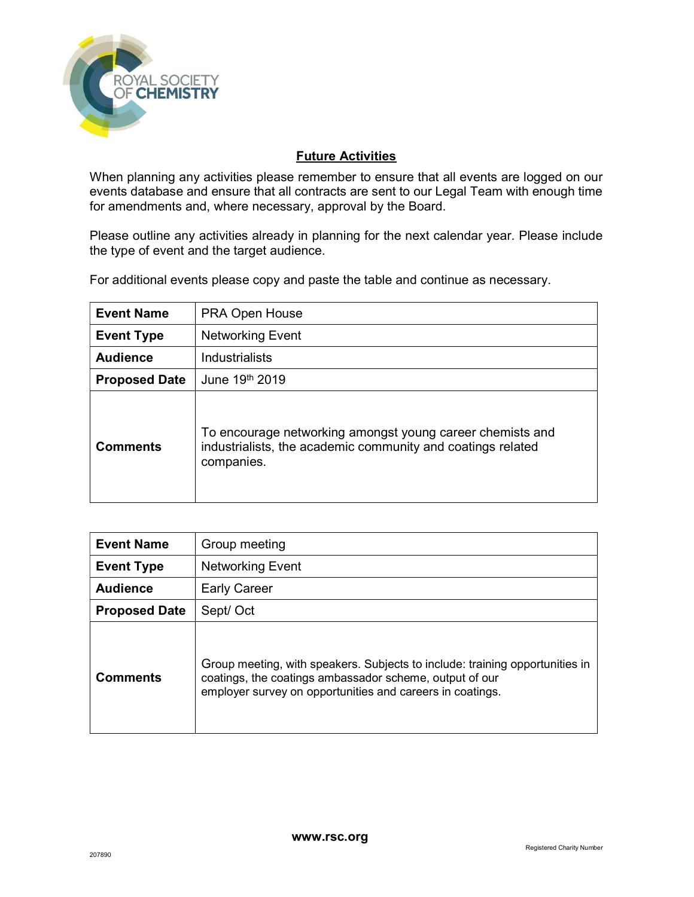## Future Activities

When planning any activities please remember to ensure that all events are logged on our events database and ensure that all contracts are sent to our Legal Team with enough time for amendments and, where necessary, approval by the Board.

Please outline any activities already in planning for the next calendar year. Please include the type of event and the target audience.

For additional events please copy and paste the table and continue as necessary.

| **Event Name** | PRA Open House |
|---|---|
| **Event Type** | Networking Event |
| **Audience** | Industrialists |
| **Proposed Date** | June 19th 2019 |
| **Comments** | To encourage networking amongst young career chemists and industrialists, the academic community and coatings related companies. |

| **Event Name** | Group meeting |
|---|---|
| **Event Type** | Networking Event |
| **Audience** | Early Career |
| **Proposed Date** | Sept/ Oct |
| **Comments** | Group meeting, with speakers. Subjects to include: training opportunities in coatings, the coatings ambassador scheme, output of our employer survey on opportunities and careers in coatings. |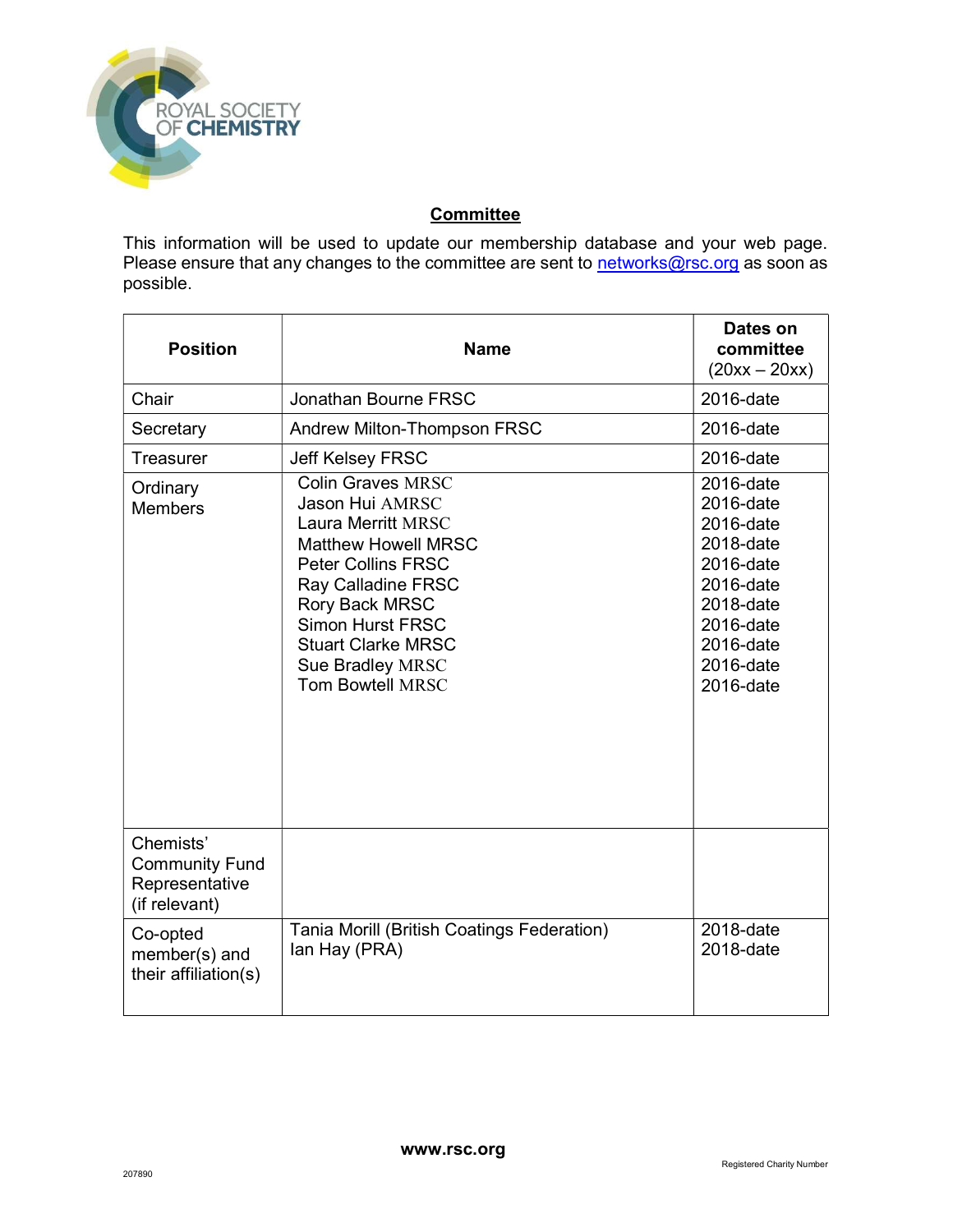## Committee

This information will be used to update our membership database and your web page. Please ensure that any changes to the committee are sent to networks@rsc.org as soon as possible.

| Position | Name | Dates on committee (20xx – 20xx) |
|---|---|---|
| Chair | Jonathan Bourne FRSC | 2016-date |
| Secretary | Andrew Milton-Thompson FRSC | 2016-date |
| Treasurer | Jeff Kelsey FRSC | 2016-date |
| Ordinary Members | Colin Graves MRSC<br>Jason Hui AMRSC<br>Laura Merritt MRSC<br>Matthew Howell MRSC<br>Peter Collins FRSC<br>Ray Calladine FRSC<br>Rory Back MRSC<br>Simon Hurst FRSC<br>Stuart Clarke MRSC<br>Sue Bradley MRSC<br>Tom Bowtell MRSC | 2016-date<br>2016-date<br>2016-date<br>2018-date<br>2016-date<br>2016-date<br>2018-date<br>2016-date<br>2016-date<br>2016-date<br>2016-date |
| Chemists' Community Fund Representative (if relevant) | | |
| Co-opted member(s) and their affiliation(s) | Tania Morill (British Coatings Federation)<br>Ian Hay (PRA) | 2018-date<br>2018-date |

www.rsc.org

207890

Registered Charity Number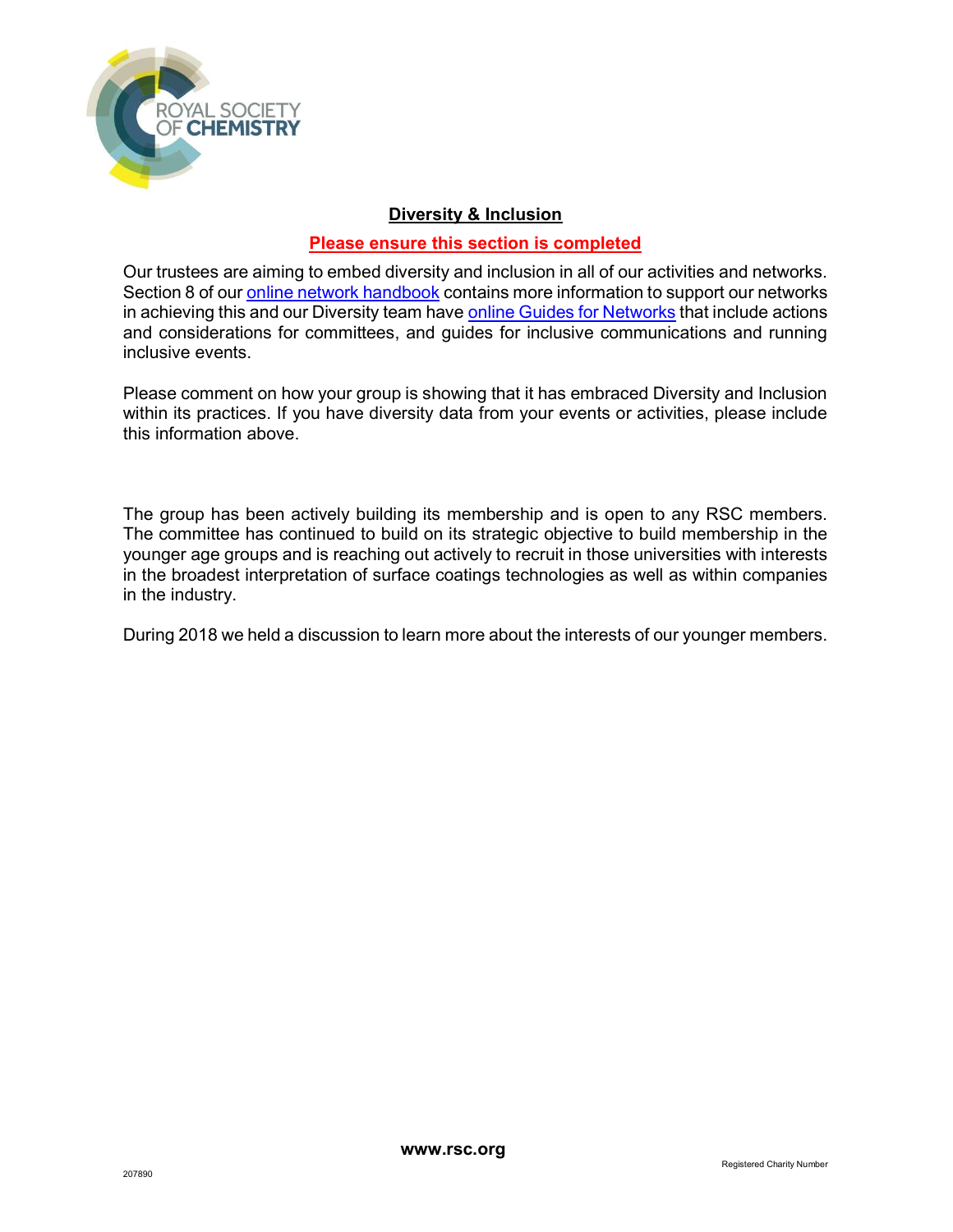## Diversity & Inclusion

**Please ensure this section is completed**

Our trustees are aiming to embed diversity and inclusion in all of our activities and networks. Section 8 of our online network handbook contains more information to support our networks in achieving this and our Diversity team have online Guides for Networks that include actions and considerations for committees, and guides for inclusive communications and running inclusive events.

Please comment on how your group is showing that it has embraced Diversity and Inclusion within its practices. If you have diversity data from your events or activities, please include this information above.

The group has been actively building its membership and is open to any RSC members. The committee has continued to build on its strategic objective to build membership in the younger age groups and is reaching out actively to recruit in those universities with interests in the broadest interpretation of surface coatings technologies as well as within companies in the industry.

During 2018 we held a discussion to learn more about the interests of our younger members.